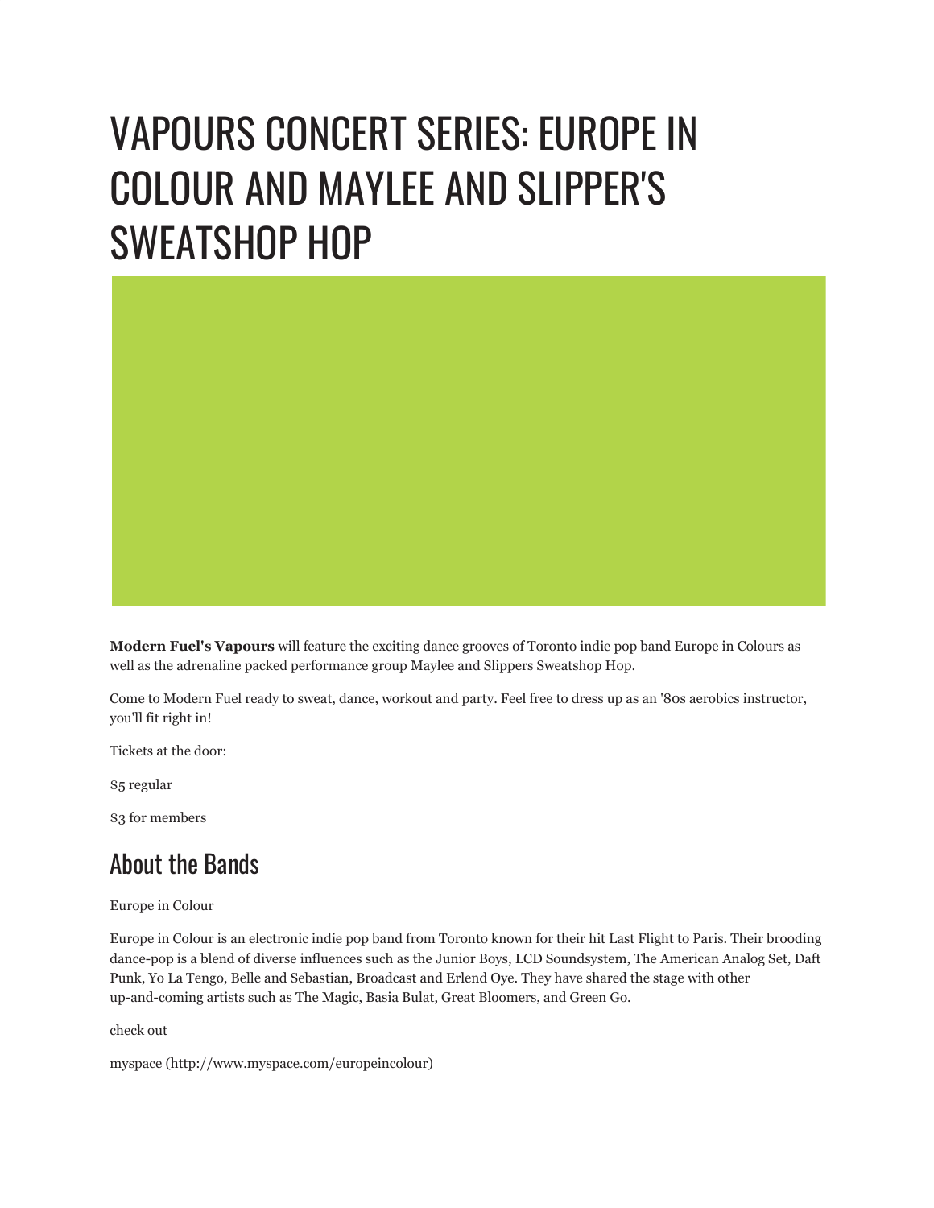# VAPOURS CONCERT SERIES: EUROPE IN COLOUR AND MAYLEE AND SLIPPER'S SWEATSHOP HOP

**Modern Fuel's Vapours** will feature the exciting dance grooves of Toronto indie pop band Europe in Colours as well as the adrenaline packed performance group Maylee and Slippers Sweatshop Hop.

Come to Modern Fuel ready to sweat, dance, workout and party. Feel free to dress up as an '80s aerobics instructor, you'll fit right in!

Tickets at the door:

$5 regular

$3 for members

## About the Bands

Europe in Colour

Europe in Colour is an electronic indie pop band from Toronto known for their hit Last Flight to Paris. Their brooding dance-pop is a blend of diverse influences such as the Junior Boys, LCD Soundsystem, The American Analog Set, Daft Punk, Yo La Tengo, Belle and Sebastian, Broadcast and Erlend Oye. They have shared the stage with other up-and-coming artists such as The Magic, Basia Bulat, Great Bloomers, and Green Go.

check out

myspace (http://www.myspace.com/europeincolour)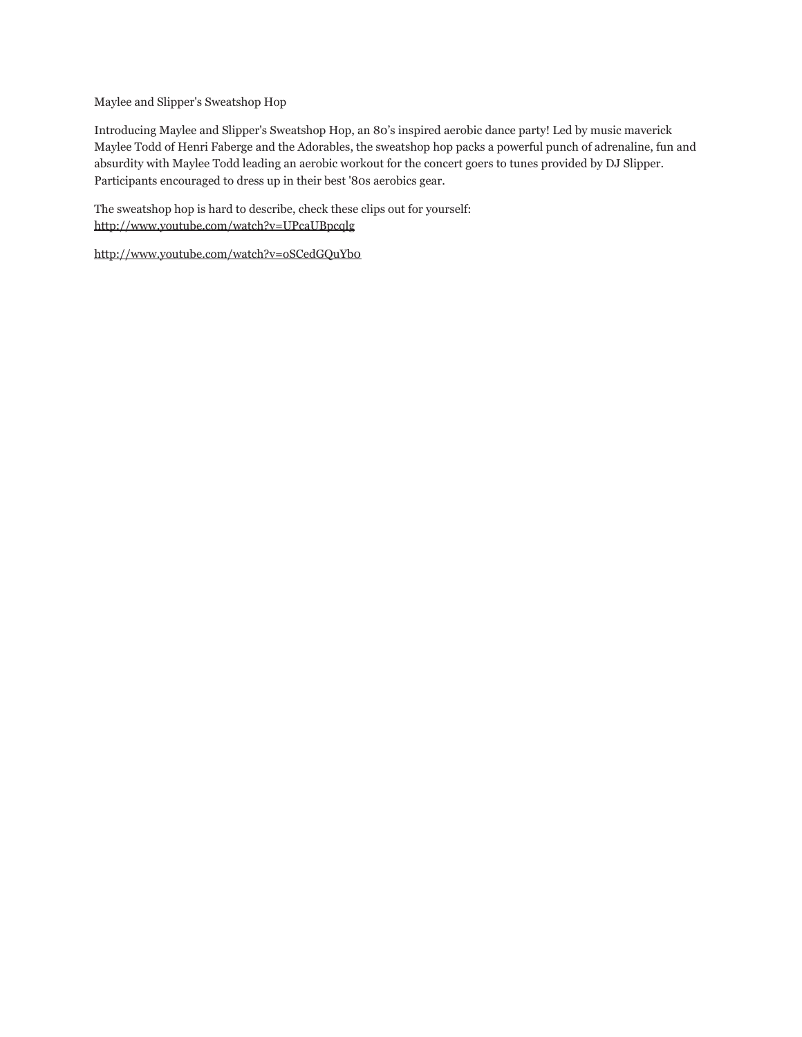Maylee and Slipper's Sweatshop Hop

Introducing Maylee and Slipper's Sweatshop Hop, an 80's inspired aerobic dance party! Led by music maverick Maylee Todd of Henri Faberge and the Adorables, the sweatshop hop packs a powerful punch of adrenaline, fun and absurdity with Maylee Todd leading an aerobic workout for the concert goers to tunes provided by DJ Slipper. Participants encouraged to dress up in their best '80s aerobics gear.

The sweatshop hop is hard to describe, check these clips out for yourself:
http://www.youtube.com/watch?v=UPcaUBpcqlg

http://www.youtube.com/watch?v=oSCedGQuYbo